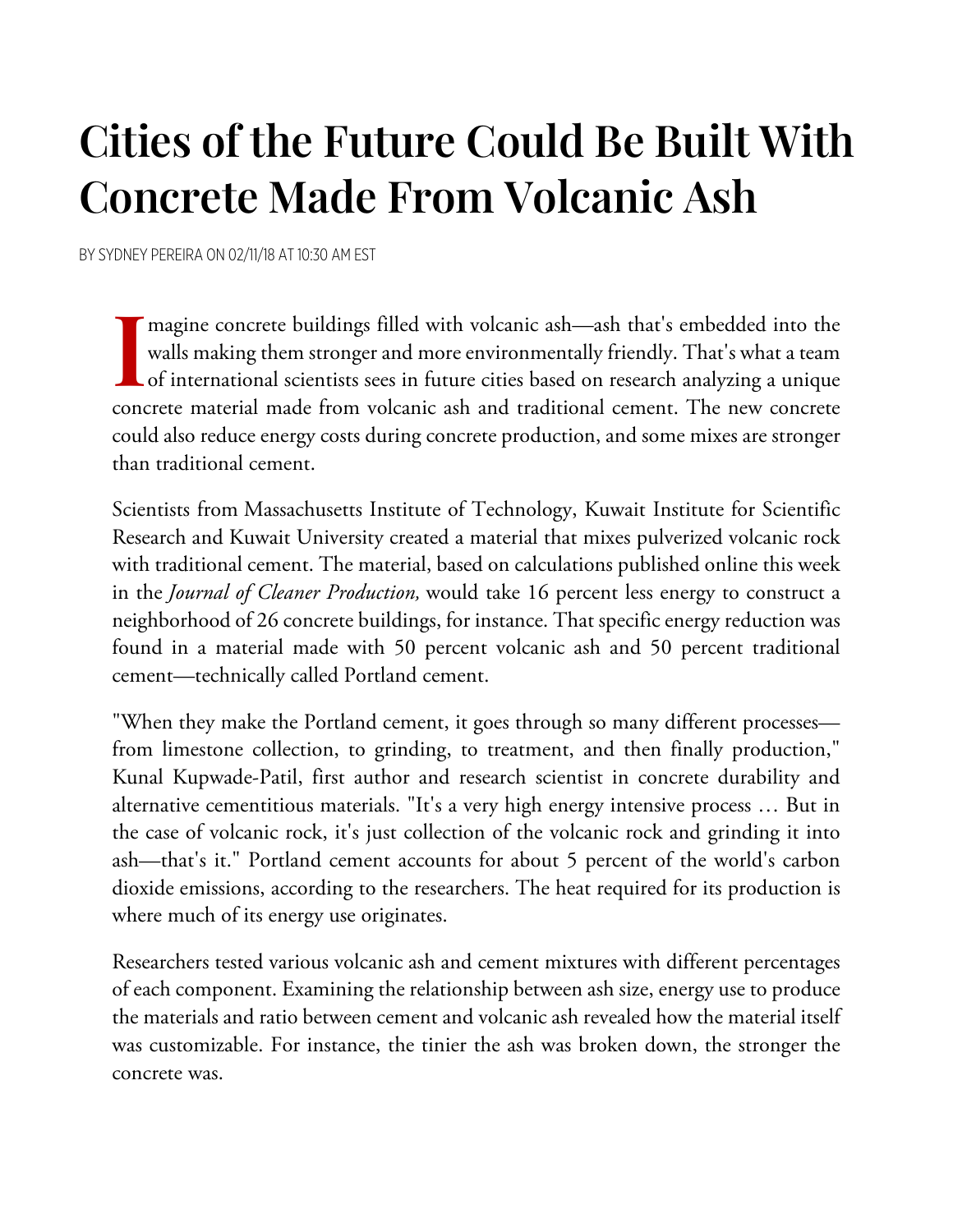# Cities of the Future Could Be Built With Concrete Made From Volcanic Ash

BY SYDNEY PEREIRA ON 02/11/18 AT 10:30 AM EST

Imagine concrete buildings filled with volcanic ash—ash that's embedded into the walls making them stronger and more environmentally friendly. That's what a team of international scientists sees in future cities based on research analyzing a unique concrete material made from volcanic ash and traditional cement. The new concrete could also reduce energy costs during concrete production, and some mixes are stronger than traditional cement.

Scientists from Massachusetts Institute of Technology, Kuwait Institute for Scientific Research and Kuwait University created a material that mixes pulverized volcanic rock with traditional cement. The material, based on calculations published online this week in the *Journal of Cleaner Production,* would take 16 percent less energy to construct a neighborhood of 26 concrete buildings, for instance. That specific energy reduction was found in a material made with 50 percent volcanic ash and 50 percent traditional cement—technically called Portland cement.

"When they make the Portland cement, it goes through so many different processes—from limestone collection, to grinding, to treatment, and then finally production," Kunal Kupwade-Patil, first author and research scientist in concrete durability and alternative cementitious materials. "It's a very high energy intensive process … But in the case of volcanic rock, it's just collection of the volcanic rock and grinding it into ash—that's it." Portland cement accounts for about 5 percent of the world's carbon dioxide emissions, according to the researchers. The heat required for its production is where much of its energy use originates.

Researchers tested various volcanic ash and cement mixtures with different percentages of each component. Examining the relationship between ash size, energy use to produce the materials and ratio between cement and volcanic ash revealed how the material itself was customizable. For instance, the tinier the ash was broken down, the stronger the concrete was.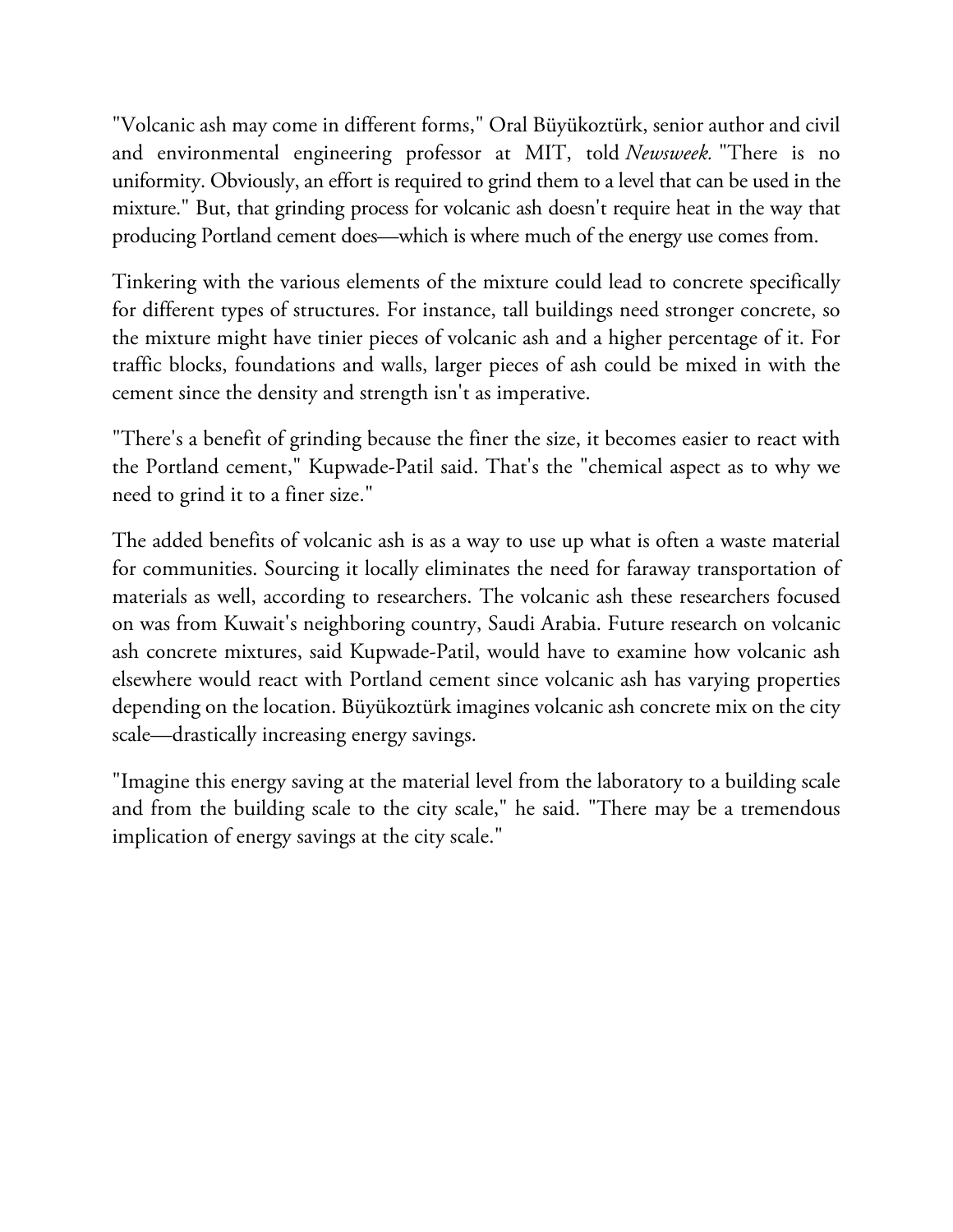"Volcanic ash may come in different forms," Oral Büyüköztürk, senior author and civil and environmental engineering professor at MIT, told *Newsweek.* "There is no uniformity. Obviously, an effort is required to grind them to a level that can be used in the mixture." But, that grinding process for volcanic ash doesn't require heat in the way that producing Portland cement does—which is where much of the energy use comes from.

Tinkering with the various elements of the mixture could lead to concrete specifically for different types of structures. For instance, tall buildings need stronger concrete, so the mixture might have tinier pieces of volcanic ash and a higher percentage of it. For traffic blocks, foundations and walls, larger pieces of ash could be mixed in with the cement since the density and strength isn't as imperative.

"There's a benefit of grinding because the finer the size, it becomes easier to react with the Portland cement," Kupwade-Patil said. That's the "chemical aspect as to why we need to grind it to a finer size."

The added benefits of volcanic ash is as a way to use up what is often a waste material for communities. Sourcing it locally eliminates the need for faraway transportation of materials as well, according to researchers. The volcanic ash these researchers focused on was from Kuwait's neighboring country, Saudi Arabia. Future research on volcanic ash concrete mixtures, said Kupwade-Patil, would have to examine how volcanic ash elsewhere would react with Portland cement since volcanic ash has varying properties depending on the location. Büyüköztürk imagines volcanic ash concrete mix on the city scale—drastically increasing energy savings.

"Imagine this energy saving at the material level from the laboratory to a building scale and from the building scale to the city scale," he said. "There may be a tremendous implication of energy savings at the city scale."